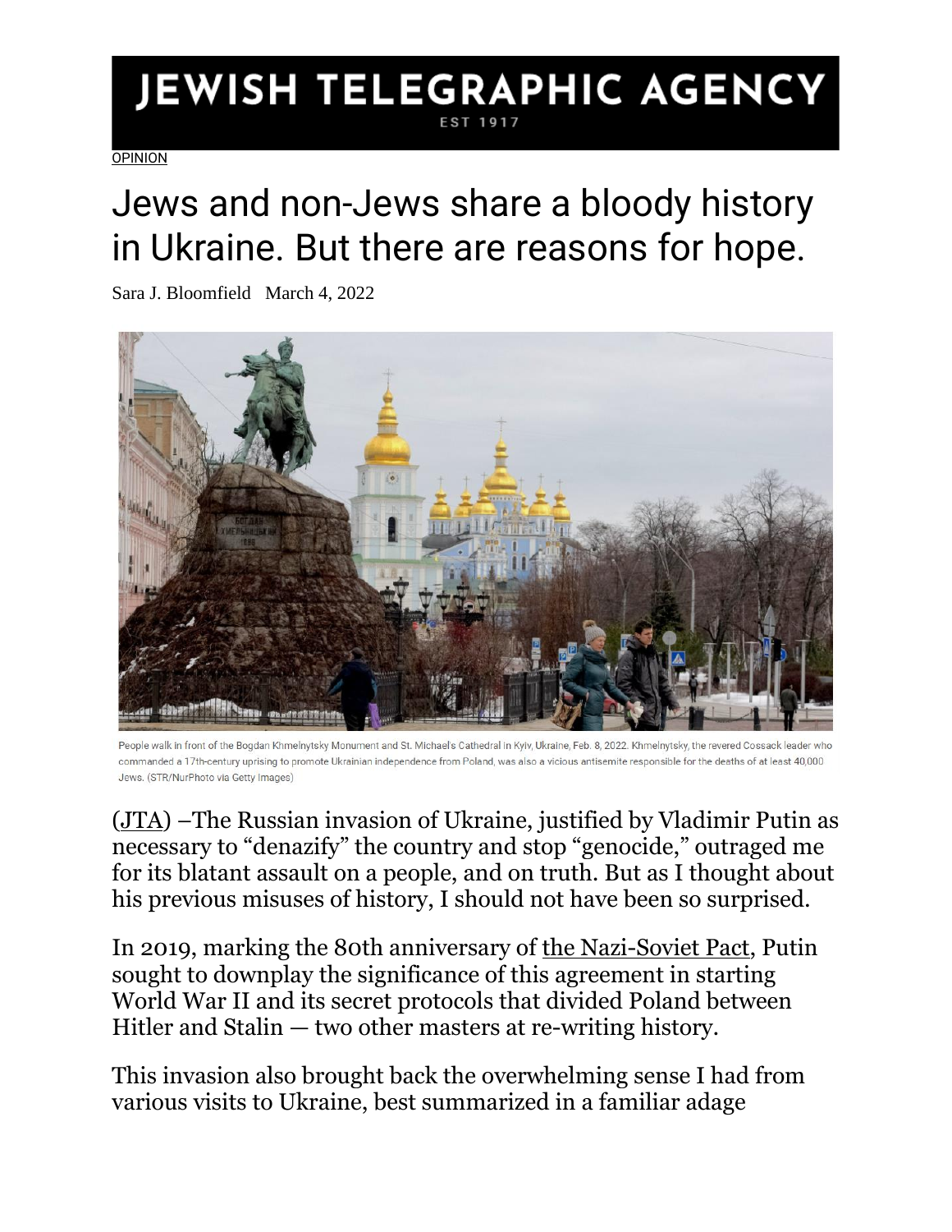# JEWISH TELEGRAPHIC AGENCY

EST 1917

OPINION

# Jews and non-Jews share a bloody history in Ukraine. But there are reasons for hope.

Sara J. Bloomfield March 4, 2022

People walk in front of the Bogdan Khmelnytsky Monument and St. Michael's Cathedral in Kyiv, Ukraine, Feb. 8, 2022. Khmelnytsky, the revered Cossack leader who commanded a 17th-century uprising to promote Ukrainian independence from Poland, was also a vicious antisemite responsible for the deaths of at least 40,000 Jews. (STR/NurPhoto via Getty Images)

(JTA) –The Russian invasion of Ukraine, justified by Vladimir Putin as necessary to "denazify" the country and stop "genocide," outraged me for its blatant assault on a people, and on truth. But as I thought about his previous misuses of history, I should not have been so surprised.

In 2019, marking the 80th anniversary of the Nazi-Soviet Pact, Putin sought to downplay the significance of this agreement in starting World War II and its secret protocols that divided Poland between Hitler and Stalin — two other masters at re-writing history.

This invasion also brought back the overwhelming sense I had from various visits to Ukraine, best summarized in a familiar adage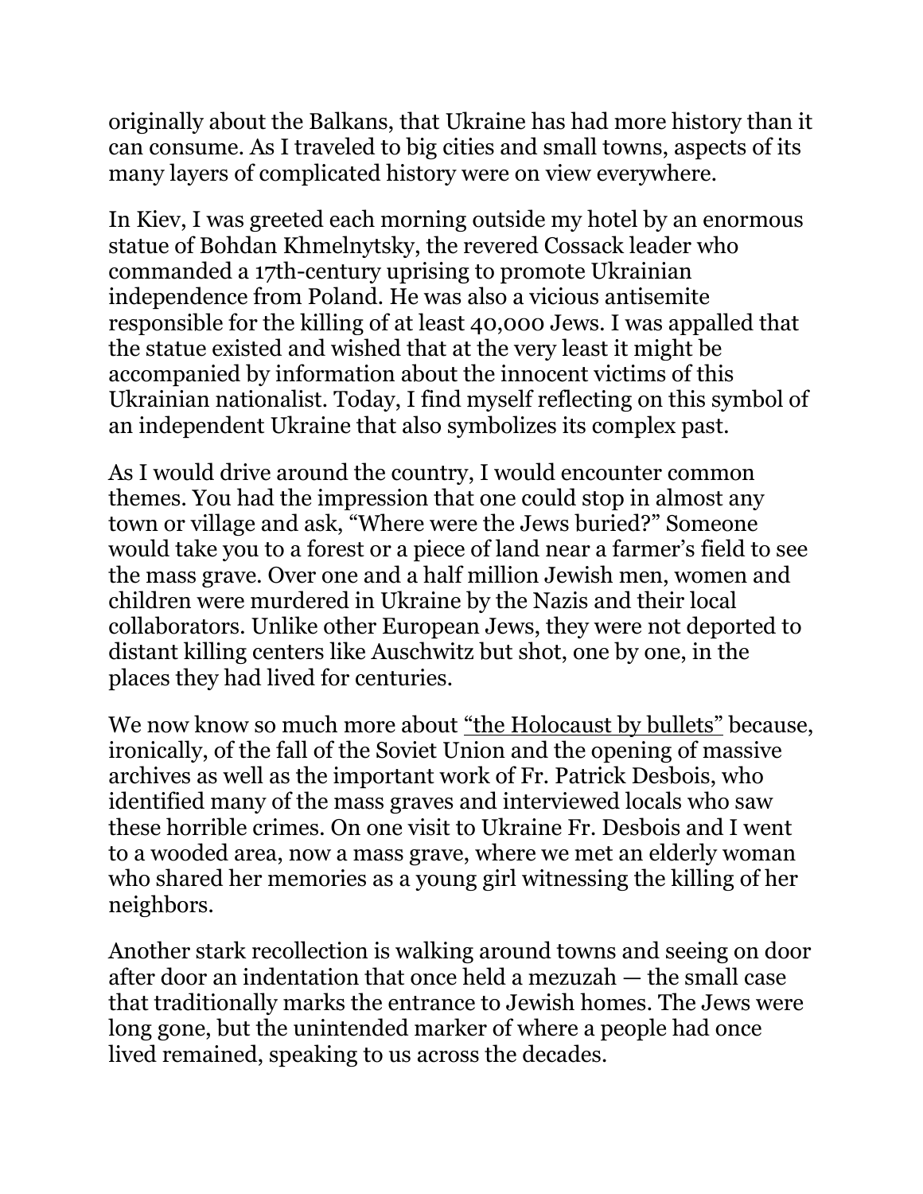originally about the Balkans, that Ukraine has had more history than it can consume. As I traveled to big cities and small towns, aspects of its many layers of complicated history were on view everywhere.

In Kiev, I was greeted each morning outside my hotel by an enormous statue of Bohdan Khmelnytsky, the revered Cossack leader who commanded a 17th-century uprising to promote Ukrainian independence from Poland. He was also a vicious antisemite responsible for the killing of at least 40,000 Jews. I was appalled that the statue existed and wished that at the very least it might be accompanied by information about the innocent victims of this Ukrainian nationalist. Today, I find myself reflecting on this symbol of an independent Ukraine that also symbolizes its complex past.

As I would drive around the country, I would encounter common themes. You had the impression that one could stop in almost any town or village and ask, "Where were the Jews buried?" Someone would take you to a forest or a piece of land near a farmer's field to see the mass grave. Over one and a half million Jewish men, women and children were murdered in Ukraine by the Nazis and their local collaborators. Unlike other European Jews, they were not deported to distant killing centers like Auschwitz but shot, one by one, in the places they had lived for centuries.

We now know so much more about "the Holocaust by bullets" because, ironically, of the fall of the Soviet Union and the opening of massive archives as well as the important work of Fr. Patrick Desbois, who identified many of the mass graves and interviewed locals who saw these horrible crimes. On one visit to Ukraine Fr. Desbois and I went to a wooded area, now a mass grave, where we met an elderly woman who shared her memories as a young girl witnessing the killing of her neighbors.

Another stark recollection is walking around towns and seeing on door after door an indentation that once held a mezuzah — the small case that traditionally marks the entrance to Jewish homes. The Jews were long gone, but the unintended marker of where a people had once lived remained, speaking to us across the decades.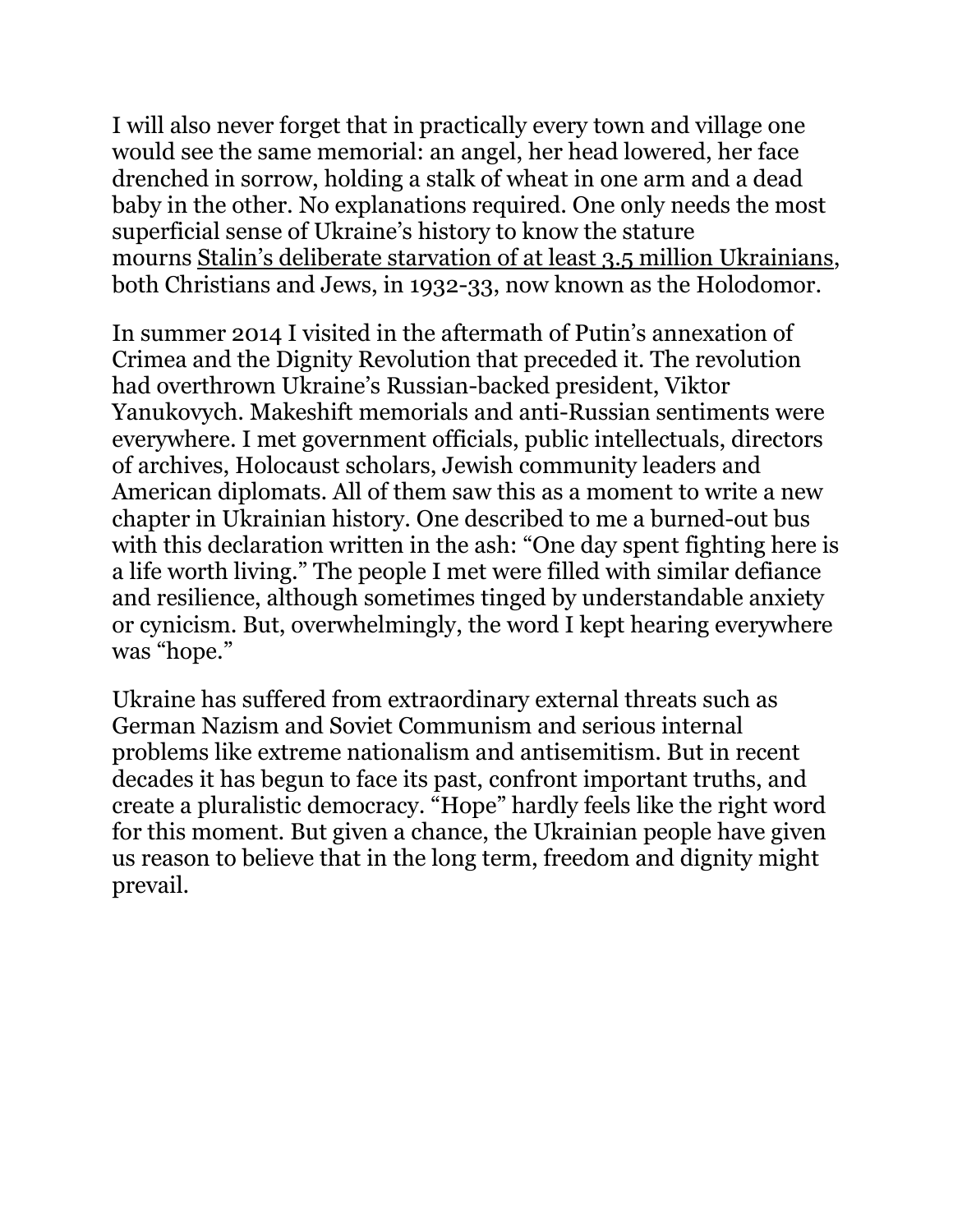I will also never forget that in practically every town and village one would see the same memorial: an angel, her head lowered, her face drenched in sorrow, holding a stalk of wheat in one arm and a dead baby in the other. No explanations required. One only needs the most superficial sense of Ukraine's history to know the stature mourns Stalin's deliberate starvation of at least 3.5 million Ukrainians, both Christians and Jews, in 1932-33, now known as the Holodomor.

In summer 2014 I visited in the aftermath of Putin's annexation of Crimea and the Dignity Revolution that preceded it. The revolution had overthrown Ukraine's Russian-backed president, Viktor Yanukovych. Makeshift memorials and anti-Russian sentiments were everywhere. I met government officials, public intellectuals, directors of archives, Holocaust scholars, Jewish community leaders and American diplomats. All of them saw this as a moment to write a new chapter in Ukrainian history. One described to me a burned-out bus with this declaration written in the ash: "One day spent fighting here is a life worth living." The people I met were filled with similar defiance and resilience, although sometimes tinged by understandable anxiety or cynicism. But, overwhelmingly, the word I kept hearing everywhere was "hope."

Ukraine has suffered from extraordinary external threats such as German Nazism and Soviet Communism and serious internal problems like extreme nationalism and antisemitism. But in recent decades it has begun to face its past, confront important truths, and create a pluralistic democracy. "Hope" hardly feels like the right word for this moment. But given a chance, the Ukrainian people have given us reason to believe that in the long term, freedom and dignity might prevail.